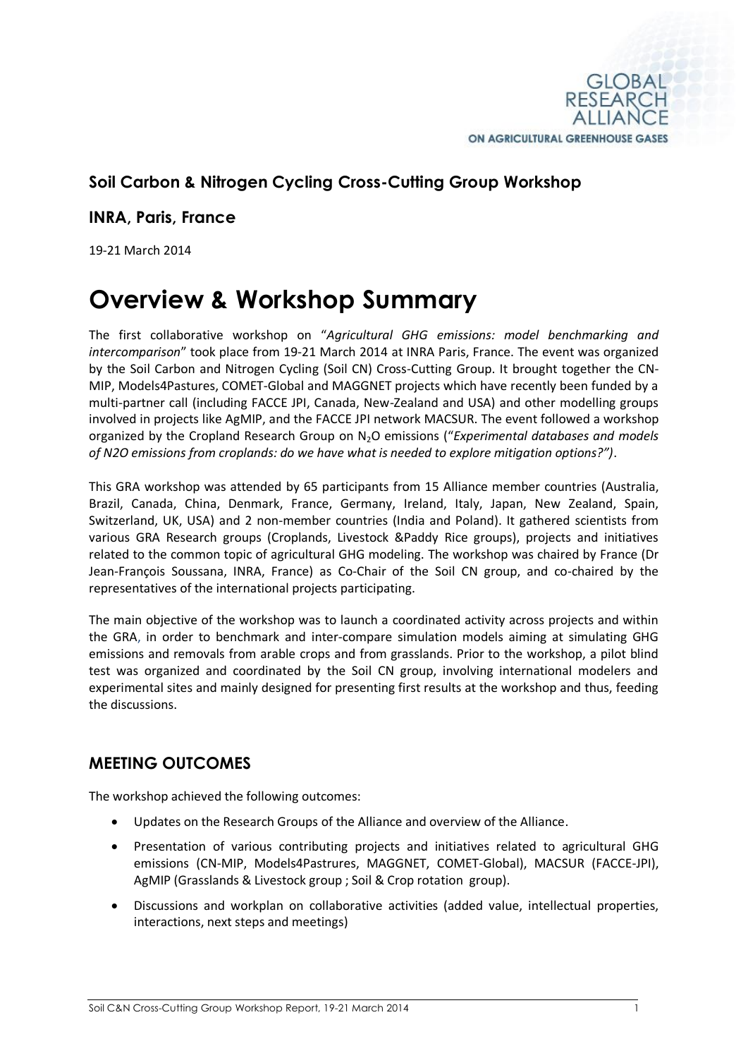GLOBAL RESEARCH ALLIANCE
ON AGRICULTURAL GREENHOUSE GASES

### Soil Carbon & Nitrogen Cycling Cross-Cutting Group Workshop

### INRA, Paris, France

19-21 March 2014

# Overview & Workshop Summary

The first collaborative workshop on "*Agricultural GHG emissions: model benchmarking and intercomparison*" took place from 19-21 March 2014 at INRA Paris, France. The event was organized by the Soil Carbon and Nitrogen Cycling (Soil CN) Cross-Cutting Group. It brought together the CN-MIP, Models4Pastures, COMET-Global and MAGGNET projects which have recently been funded by a multi-partner call (including FACCE JPI, Canada, New-Zealand and USA) and other modelling groups involved in projects like AgMIP, and the FACCE JPI network MACSUR. The event followed a workshop organized by the Cropland Research Group on $N_2O$ emissions ("*Experimental databases and models of N2O emissions from croplands: do we have what is needed to explore mitigation options?")*.

This GRA workshop was attended by 65 participants from 15 Alliance member countries (Australia, Brazil, Canada, China, Denmark, France, Germany, Ireland, Italy, Japan, New Zealand, Spain, Switzerland, UK, USA) and 2 non-member countries (India and Poland). It gathered scientists from various GRA Research groups (Croplands, Livestock &Paddy Rice groups), projects and initiatives related to the common topic of agricultural GHG modeling. The workshop was chaired by France (Dr Jean-François Soussana, INRA, France) as Co-Chair of the Soil CN group, and co-chaired by the representatives of the international projects participating.

The main objective of the workshop was to launch a coordinated activity across projects and within the GRA, in order to benchmark and inter-compare simulation models aiming at simulating GHG emissions and removals from arable crops and from grasslands. Prior to the workshop, a pilot blind test was organized and coordinated by the Soil CN group, involving international modelers and experimental sites and mainly designed for presenting first results at the workshop and thus, feeding the discussions.

## MEETING OUTCOMES

The workshop achieved the following outcomes:

- Updates on the Research Groups of the Alliance and overview of the Alliance.
- Presentation of various contributing projects and initiatives related to agricultural GHG emissions (CN-MIP, Models4Pastrures, MAGGNET, COMET-Global), MACSUR (FACCE-JPI), AgMIP (Grasslands & Livestock group ; Soil & Crop rotation group).
- Discussions and workplan on collaborative activities (added value, intellectual properties, interactions, next steps and meetings)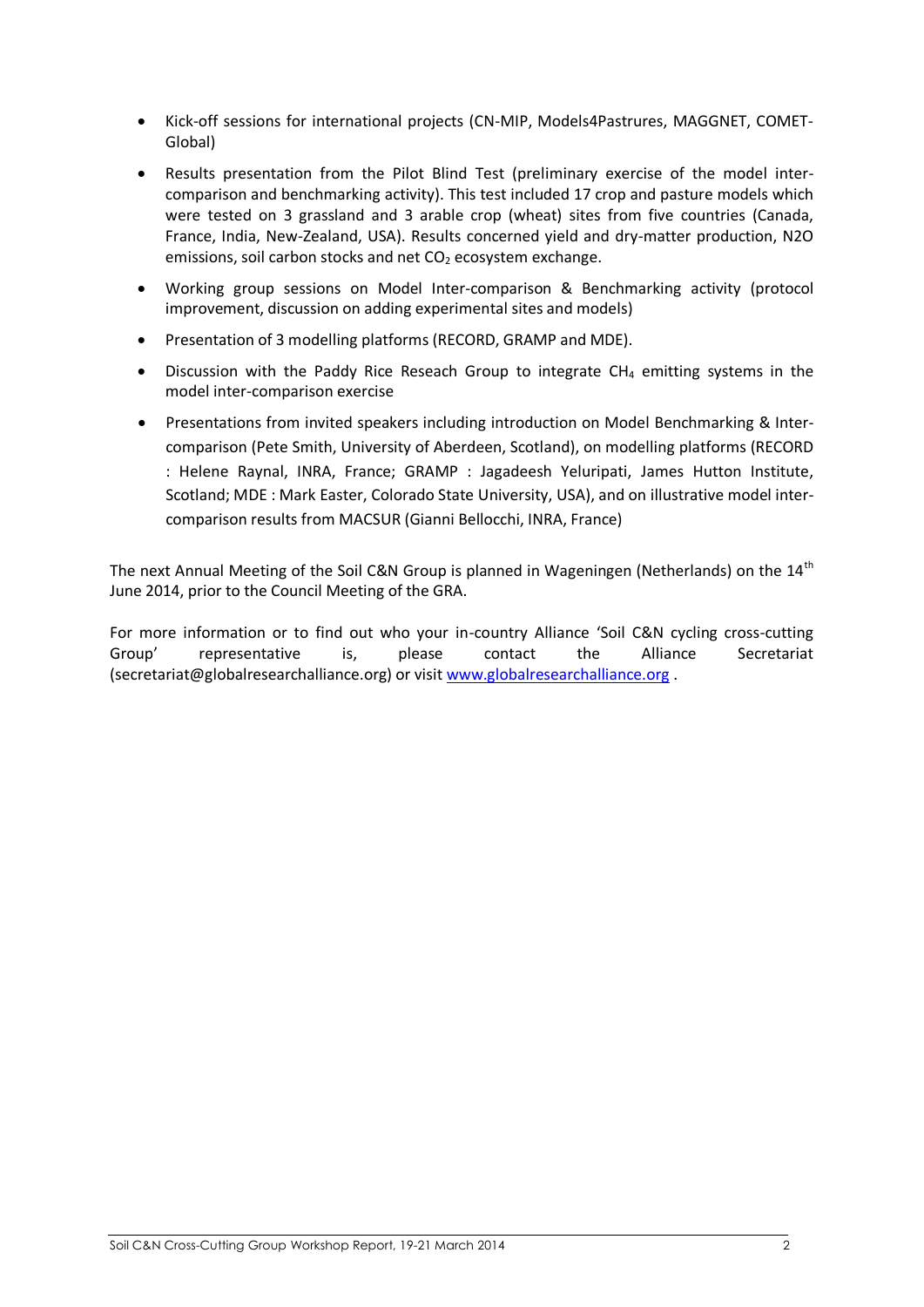- Kick-off sessions for international projects (CN-MIP, Models4Pastrures, MAGGNET, COMET-Global)
- Results presentation from the Pilot Blind Test (preliminary exercise of the model inter-comparison and benchmarking activity). This test included 17 crop and pasture models which were tested on 3 grassland and 3 arable crop (wheat) sites from five countries (Canada, France, India, New-Zealand, USA). Results concerned yield and dry-matter production, N2O emissions, soil carbon stocks and net $CO_2$ ecosystem exchange.
- Working group sessions on Model Inter-comparison & Benchmarking activity (protocol improvement, discussion on adding experimental sites and models)
- Presentation of 3 modelling platforms (RECORD, GRAMP and MDE).
- Discussion with the Paddy Rice Reseach Group to integrate $CH_4$ emitting systems in the model inter-comparison exercise
- Presentations from invited speakers including introduction on Model Benchmarking & Inter-comparison (Pete Smith, University of Aberdeen, Scotland), on modelling platforms (RECORD : Helene Raynal, INRA, France; GRAMP : Jagadeesh Yeluripati, James Hutton Institute, Scotland; MDE : Mark Easter, Colorado State University, USA), and on illustrative model inter-comparison results from MACSUR (Gianni Bellocchi, INRA, France)

The next Annual Meeting of the Soil C&N Group is planned in Wageningen (Netherlands) on the 14th June 2014, prior to the Council Meeting of the GRA.

For more information or to find out who your in-country Alliance 'Soil C&N cycling cross-cutting Group' representative is, please contact the Alliance Secretariat (secretariat@globalresearchalliance.org) or visit www.globalresearchalliance.org .